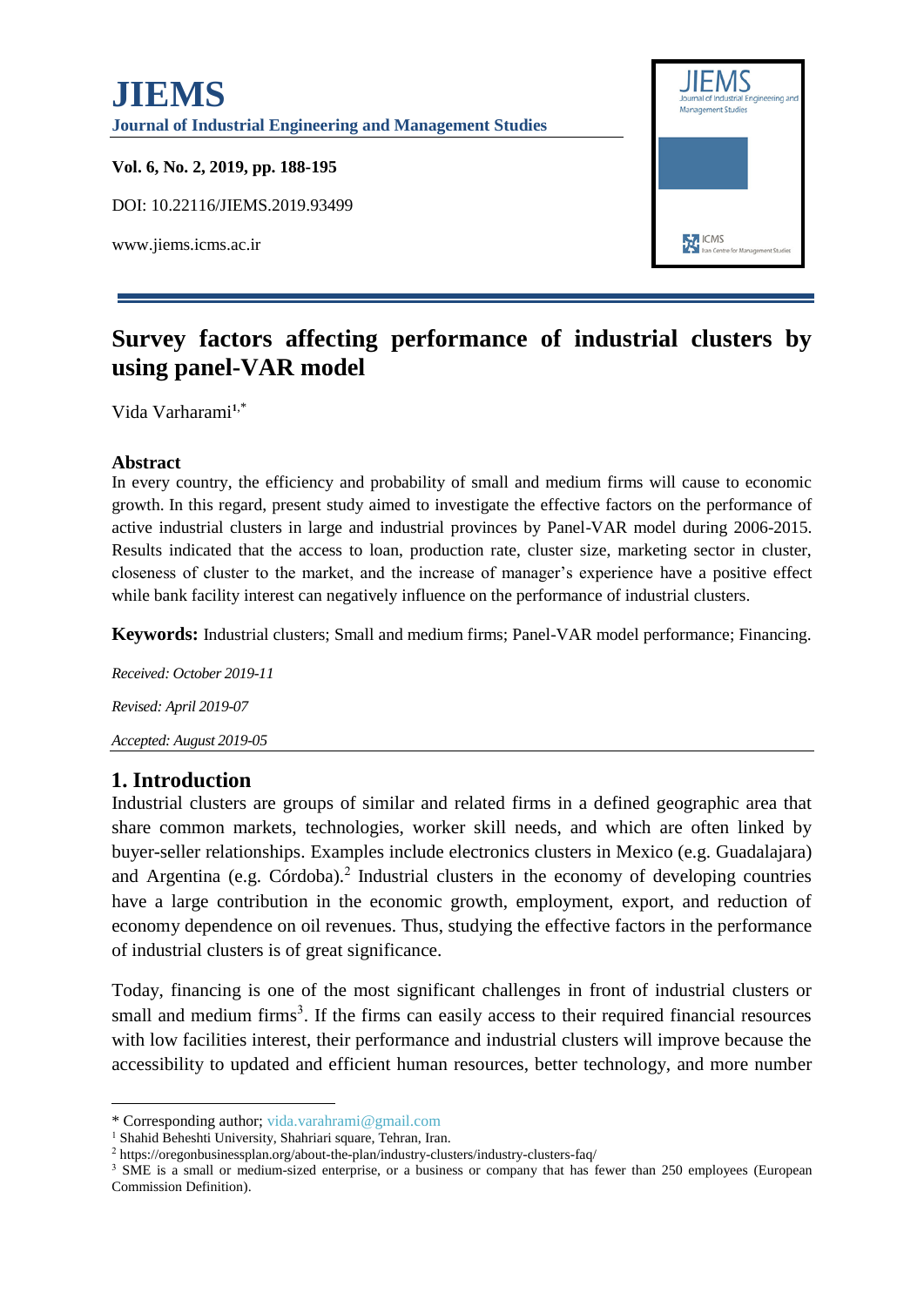# JIEMS

**Journal of Industrial Engineering and Management Studies**

**Vol. 6, No. 2, 2019, pp. 188-195**

DOI: 10.22116/JIEMS.2019.93499

www.jiems.icms.ac.ir

# Survey factors affecting performance of industrial clusters by using panel-VAR model

Vida Varharami[1,*]

### Abstract

In every country, the efficiency and probability of small and medium firms will cause to economic growth. In this regard, present study aimed to investigate the effective factors on the performance of active industrial clusters in large and industrial provinces by Panel-VAR model during 2006-2015. Results indicated that the access to loan, production rate, cluster size, marketing sector in cluster, closeness of cluster to the market, and the increase of manager's experience have a positive effect while bank facility interest can negatively influence on the performance of industrial clusters.

**Keywords:** Industrial clusters; Small and medium firms; Panel-VAR model performance; Financing.

*Received: October 2019-11*

*Revised: April 2019-07*

*Accepted: August 2019-05*

## 1. Introduction

Industrial clusters are groups of similar and related firms in a defined geographic area that share common markets, technologies, worker skill needs, and which are often linked by buyer-seller relationships. Examples include electronics clusters in Mexico (e.g. Guadalajara) and Argentina (e.g. Córdoba).[2] Industrial clusters in the economy of developing countries have a large contribution in the economic growth, employment, export, and reduction of economy dependence on oil revenues. Thus, studying the effective factors in the performance of industrial clusters is of great significance.

Today, financing is one of the most significant challenges in front of industrial clusters or small and medium firms[3]. If the firms can easily access to their required financial resources with low facilities interest, their performance and industrial clusters will improve because the accessibility to updated and efficient human resources, better technology, and more number

---

* Corresponding author; vida.varahrami@gmail.com

[1] Shahid Beheshti University, Shahriari square, Tehran, Iran.

[2] https://oregonbusinessplan.org/about-the-plan/industry-clusters/industry-clusters-faq/

[3] SME is a small or medium-sized enterprise, or a business or company that has fewer than 250 employees (European Commission Definition).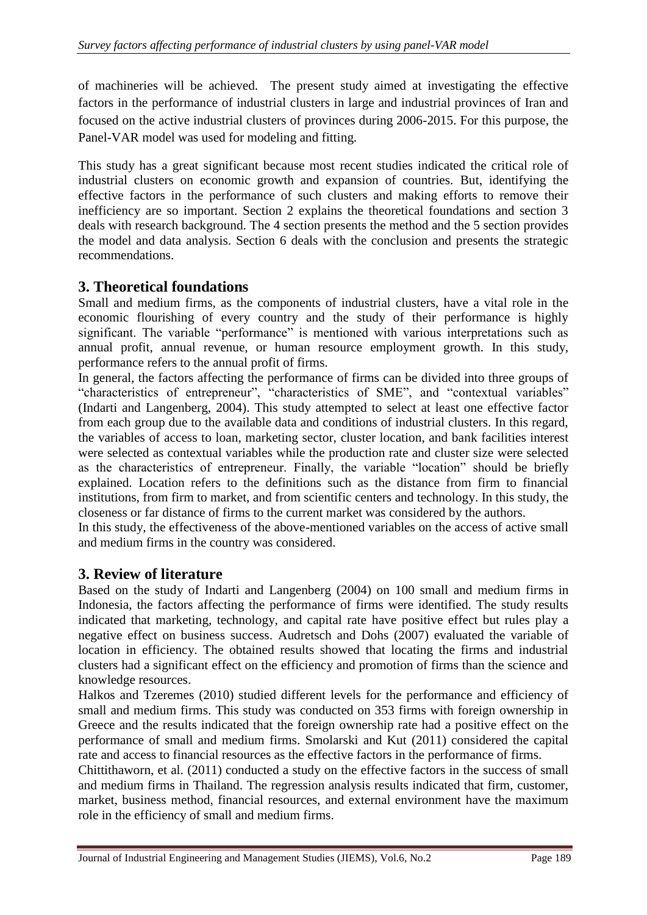of machineries will be achieved. The present study aimed at investigating the effective factors in the performance of industrial clusters in large and industrial provinces of Iran and focused on the active industrial clusters of provinces during 2006-2015. For this purpose, the Panel-VAR model was used for modeling and fitting.

This study has a great significant because most recent studies indicated the critical role of industrial clusters on economic growth and expansion of countries. But, identifying the effective factors in the performance of such clusters and making efforts to remove their inefficiency are so important. Section 2 explains the theoretical foundations and section 3 deals with research background. The 4 section presents the method and the 5 section provides the model and data analysis. Section 6 deals with the conclusion and presents the strategic recommendations.

## 3. Theoretical foundations

Small and medium firms, as the components of industrial clusters, have a vital role in the economic flourishing of every country and the study of their performance is highly significant. The variable "performance" is mentioned with various interpretations such as annual profit, annual revenue, or human resource employment growth. In this study, performance refers to the annual profit of firms.

In general, the factors affecting the performance of firms can be divided into three groups of "characteristics of entrepreneur", "characteristics of SME", and "contextual variables" (Indarti and Langenberg, 2004). This study attempted to select at least one effective factor from each group due to the available data and conditions of industrial clusters. In this regard, the variables of access to loan, marketing sector, cluster location, and bank facilities interest were selected as contextual variables while the production rate and cluster size were selected as the characteristics of entrepreneur. Finally, the variable "location" should be briefly explained. Location refers to the definitions such as the distance from firm to financial institutions, from firm to market, and from scientific centers and technology. In this study, the closeness or far distance of firms to the current market was considered by the authors.

In this study, the effectiveness of the above-mentioned variables on the access of active small and medium firms in the country was considered.

## 3. Review of literature

Based on the study of Indarti and Langenberg (2004) on 100 small and medium firms in Indonesia, the factors affecting the performance of firms were identified. The study results indicated that marketing, technology, and capital rate have positive effect but rules play a negative effect on business success. Audretsch and Dohs (2007) evaluated the variable of location in efficiency. The obtained results showed that locating the firms and industrial clusters had a significant effect on the efficiency and promotion of firms than the science and knowledge resources.

Halkos and Tzeremes (2010) studied different levels for the performance and efficiency of small and medium firms. This study was conducted on 353 firms with foreign ownership in Greece and the results indicated that the foreign ownership rate had a positive effect on the performance of small and medium firms. Smolarski and Kut (2011) considered the capital rate and access to financial resources as the effective factors in the performance of firms.

Chittithaworn, et al. (2011) conducted a study on the effective factors in the success of small and medium firms in Thailand. The regression analysis results indicated that firm, customer, market, business method, financial resources, and external environment have the maximum role in the efficiency of small and medium firms.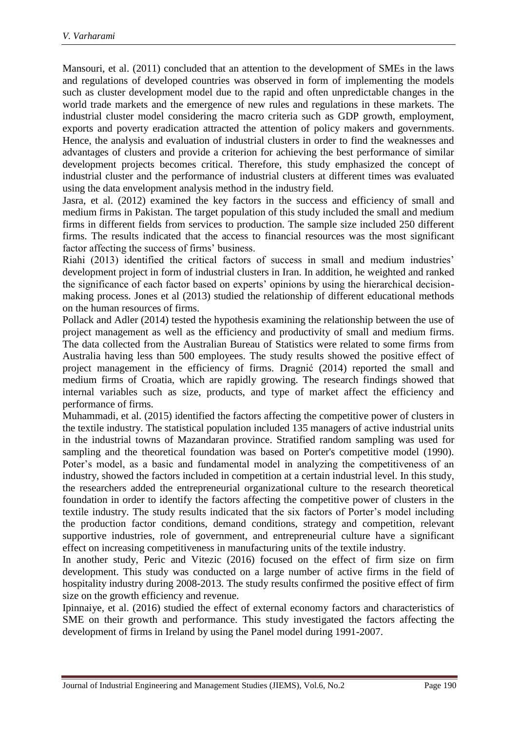Mansouri, et al. (2011) concluded that an attention to the development of SMEs in the laws and regulations of developed countries was observed in form of implementing the models such as cluster development model due to the rapid and often unpredictable changes in the world trade markets and the emergence of new rules and regulations in these markets. The industrial cluster model considering the macro criteria such as GDP growth, employment, exports and poverty eradication attracted the attention of policy makers and governments. Hence, the analysis and evaluation of industrial clusters in order to find the weaknesses and advantages of clusters and provide a criterion for achieving the best performance of similar development projects becomes critical. Therefore, this study emphasized the concept of industrial cluster and the performance of industrial clusters at different times was evaluated using the data envelopment analysis method in the industry field.

Jasra, et al. (2012) examined the key factors in the success and efficiency of small and medium firms in Pakistan. The target population of this study included the small and medium firms in different fields from services to production. The sample size included 250 different firms. The results indicated that the access to financial resources was the most significant factor affecting the success of firms' business.

Riahi (2013) identified the critical factors of success in small and medium industries' development project in form of industrial clusters in Iran. In addition, he weighted and ranked the significance of each factor based on experts' opinions by using the hierarchical decision-making process. Jones et al (2013) studied the relationship of different educational methods on the human resources of firms.

Pollack and Adler (2014) tested the hypothesis examining the relationship between the use of project management as well as the efficiency and productivity of small and medium firms. The data collected from the Australian Bureau of Statistics were related to some firms from Australia having less than 500 employees. The study results showed the positive effect of project management in the efficiency of firms. Dragnić (2014) reported the small and medium firms of Croatia, which are rapidly growing. The research findings showed that internal variables such as size, products, and type of market affect the efficiency and performance of firms.

Muhammadi, et al. (2015) identified the factors affecting the competitive power of clusters in the textile industry. The statistical population included 135 managers of active industrial units in the industrial towns of Mazandaran province. Stratified random sampling was used for sampling and the theoretical foundation was based on Porter's competitive model (1990). Poter's model, as a basic and fundamental model in analyzing the competitiveness of an industry, showed the factors included in competition at a certain industrial level. In this study, the researchers added the entrepreneurial organizational culture to the research theoretical foundation in order to identify the factors affecting the competitive power of clusters in the textile industry. The study results indicated that the six factors of Porter's model including the production factor conditions, demand conditions, strategy and competition, relevant supportive industries, role of government, and entrepreneurial culture have a significant effect on increasing competitiveness in manufacturing units of the textile industry.

In another study, Peric and Vitezic (2016) focused on the effect of firm size on firm development. This study was conducted on a large number of active firms in the field of hospitality industry during 2008-2013. The study results confirmed the positive effect of firm size on the growth efficiency and revenue.

Ipinnaiye, et al. (2016) studied the effect of external economy factors and characteristics of SME on their growth and performance. This study investigated the factors affecting the development of firms in Ireland by using the Panel model during 1991-2007.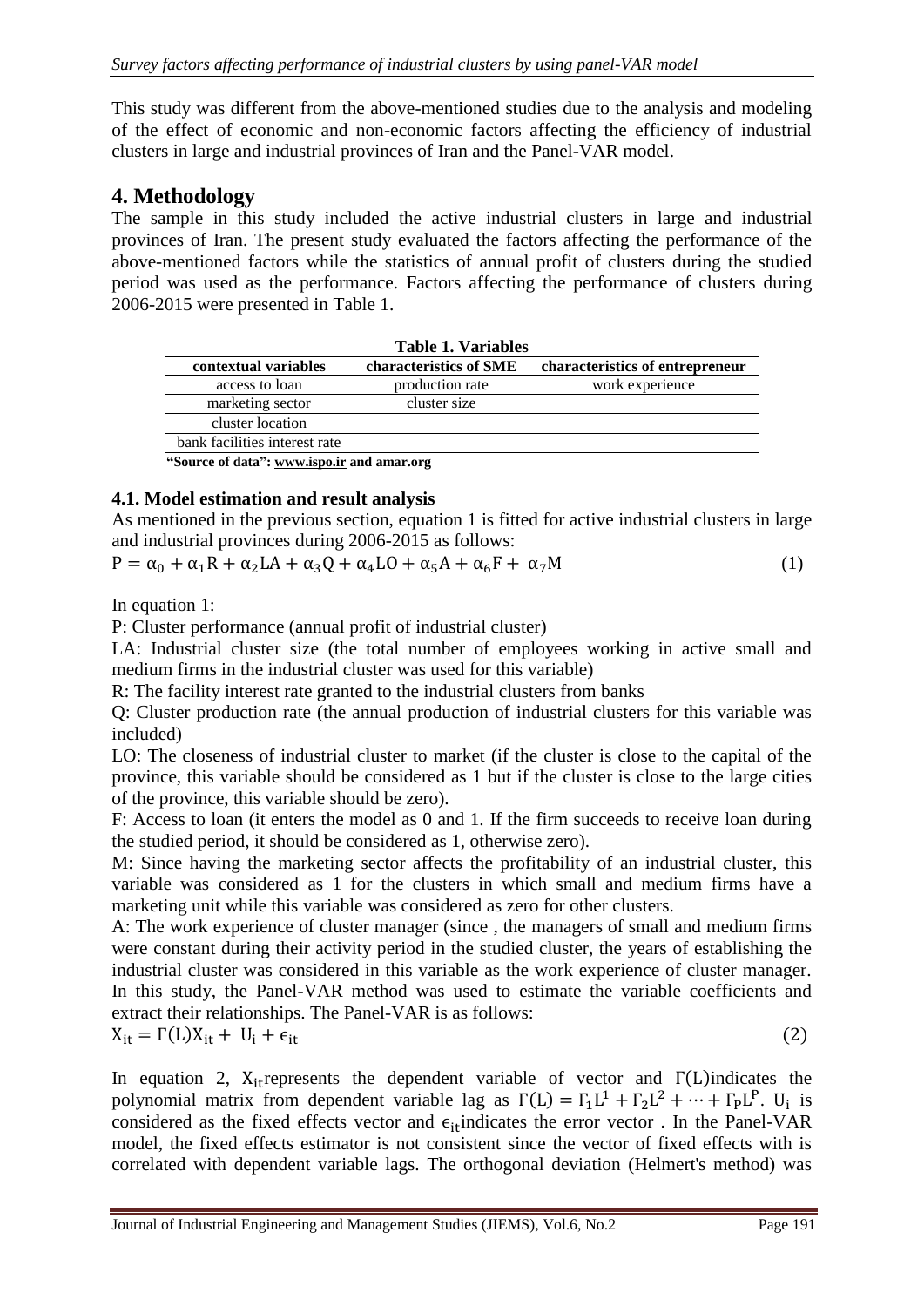This study was different from the above-mentioned studies due to the analysis and modeling of the effect of economic and non-economic factors affecting the efficiency of industrial clusters in large and industrial provinces of Iran and the Panel-VAR model.

## 4. Methodology

The sample in this study included the active industrial clusters in large and industrial provinces of Iran. The present study evaluated the factors affecting the performance of the above-mentioned factors while the statistics of annual profit of clusters during the studied period was used as the performance. Factors affecting the performance of clusters during 2006-2015 were presented in Table 1.

**Table 1. Variables**

| contextual variables | characteristics of SME | characteristics of entrepreneur |
|---|---|---|
| access to loan | production rate | work experience |
| marketing sector | cluster size | |
| cluster location | | |
| bank facilities interest rate | | |

**"Source of data": www.ispo.ir and amar.org**

### 4.1. Model estimation and result analysis

As mentioned in the previous section, equation 1 is fitted for active industrial clusters in large and industrial provinces during 2006-2015 as follows:

$$P = \alpha_0 + \alpha_1 R + \alpha_2 LA + \alpha_3 Q + \alpha_4 LO + \alpha_5 A + \alpha_6 F + \alpha_7 M \qquad (1)$$

In equation 1:

P: Cluster performance (annual profit of industrial cluster)

LA: Industrial cluster size (the total number of employees working in active small and medium firms in the industrial cluster was used for this variable)

R: The facility interest rate granted to the industrial clusters from banks

Q: Cluster production rate (the annual production of industrial clusters for this variable was included)

LO: The closeness of industrial cluster to market (if the cluster is close to the capital of the province, this variable should be considered as 1 but if the cluster is close to the large cities of the province, this variable should be zero).

F: Access to loan (it enters the model as 0 and 1. If the firm succeeds to receive loan during the studied period, it should be considered as 1, otherwise zero).

M: Since having the marketing sector affects the profitability of an industrial cluster, this variable was considered as 1 for the clusters in which small and medium firms have a marketing unit while this variable was considered as zero for other clusters.

A: The work experience of cluster manager (since , the managers of small and medium firms were constant during their activity period in the studied cluster, the years of establishing the industrial cluster was considered in this variable as the work experience of cluster manager. In this study, the Panel-VAR method was used to estimate the variable coefficients and extract their relationships. The Panel-VAR is as follows:

$$X_{it} = \Gamma(L) X_{it} + U_i + \epsilon_{it} \qquad (2)$$

In equation 2, $X_{it}$ represents the dependent variable of vector and $\Gamma(L)$ indicates the polynomial matrix from dependent variable lag as $\Gamma(L) = \Gamma_1 L^1 + \Gamma_2 L^2 + \cdots + \Gamma_P L^P$. $U_i$ is considered as the fixed effects vector and $\epsilon_{it}$ indicates the error vector . In the Panel-VAR model, the fixed effects estimator is not consistent since the vector of fixed effects with is correlated with dependent variable lags. The orthogonal deviation (Helmert's method) was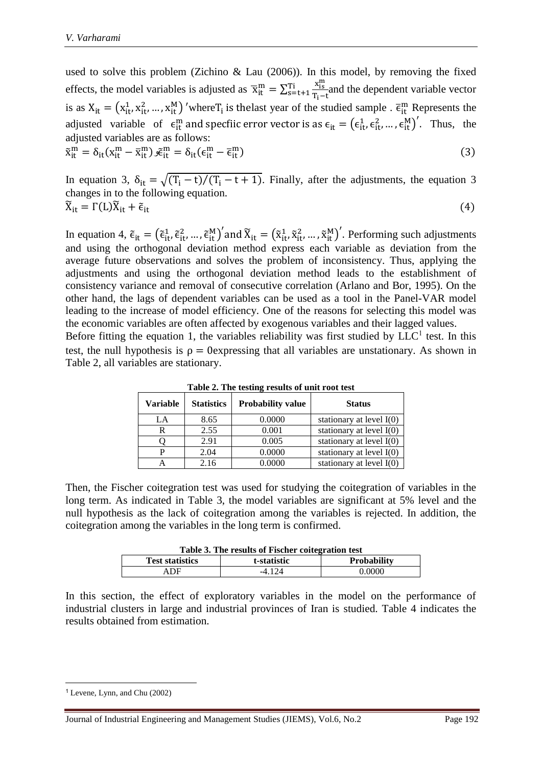used to solve this problem (Zichino & Lau (2006)). In this model, by removing the fixed effects, the model variables is adjusted as $\overline{x}_{it}^{m} = \sum_{s=t+1}^{Ti} \frac{x_{is}^{m}}{T_i - t}$ and the dependent variable vector is as $X_{it} = (x_{it}^{1}, x_{it}^{2}, \ldots, x_{it}^{M})'$ where $T_i$ is the last year of the studied sample . $\overline{\epsilon}_{it}^{m}$ Represents the adjusted variable of $\epsilon_{it}^{m}$ and specfiic error vector is as $\epsilon_{it} = (\epsilon_{it}^{1}, \epsilon_{it}^{2}, \ldots, \epsilon_{it}^{M})'$. Thus, the adjusted variables are as follows:

$$\tilde{x}_{it}^{m} = \delta_{it}(x_{it}^{m} - \overline{x}_{it}^{m}), \tilde{\epsilon}_{it}^{m} = \delta_{it}(\epsilon_{it}^{m} - \overline{\epsilon}_{it}^{m}) \tag{3}$$

In equation 3, $\delta_{it} = \sqrt{(T_i - t)/(T_i - t + 1)}$. Finally, after the adjustments, the equation 3 changes in to the following equation.

$$\widetilde{X}_{it} = \Gamma(L)\widetilde{X}_{it} + \tilde{\epsilon}_{it} \tag{4}$$

In equation 4, $\tilde{\epsilon}_{it} = (\tilde{\epsilon}_{it}^{1}, \tilde{\epsilon}_{it}^{2}, \ldots, \tilde{\epsilon}_{it}^{M})'$ and $\widetilde{X}_{it} = (\tilde{x}_{it}^{1}, \tilde{x}_{it}^{2}, \ldots, \tilde{x}_{it}^{M})'$. Performing such adjustments and using the orthogonal deviation method express each variable as deviation from the average future observations and solves the problem of inconsistency. Thus, applying the adjustments and using the orthogonal deviation method leads to the establishment of consistency variance and removal of consecutive correlation (Arlano and Bor, 1995). On the other hand, the lags of dependent variables can be used as a tool in the Panel-VAR model leading to the increase of model efficiency. One of the reasons for selecting this model was the economic variables are often affected by exogenous variables and their lagged values.

Before fitting the equation 1, the variables reliability was first studied by LLC[1] test. In this test, the null hypothesis is $\rho = 0$ expressing that all variables are unstationary. As shown in Table 2, all variables are stationary.

**Table 2. The testing results of unit root test**

| Variable | Statistics | Probability value | Status |
|---|---|---|---|
| LA | 8.65 | 0.0000 | stationary at level I(0) |
| R | 2.55 | 0.001 | stationary at level I(0) |
| Q | 2.91 | 0.005 | stationary at level I(0) |
| P | 2.04 | 0.0000 | stationary at level I(0) |
| A | 2.16 | 0.0000 | stationary at level I(0) |

Then, the Fischer coitegration test was used for studying the coitegration of variables in the long term. As indicated in Table 3, the model variables are significant at 5% level and the null hypothesis as the lack of coitegration among the variables is rejected. In addition, the coitegration among the variables in the long term is confirmed.

**Table 3. The results of Fischer coitegration test**

| Test statistics | t-statistic | Probability |
|---|---|---|
| ADF | -4.124 | 0.0000 |

In this section, the effect of exploratory variables in the model on the performance of industrial clusters in large and industrial provinces of Iran is studied. Table 4 indicates the results obtained from estimation.

---

[1] Levene, Lynn, and Chu (2002)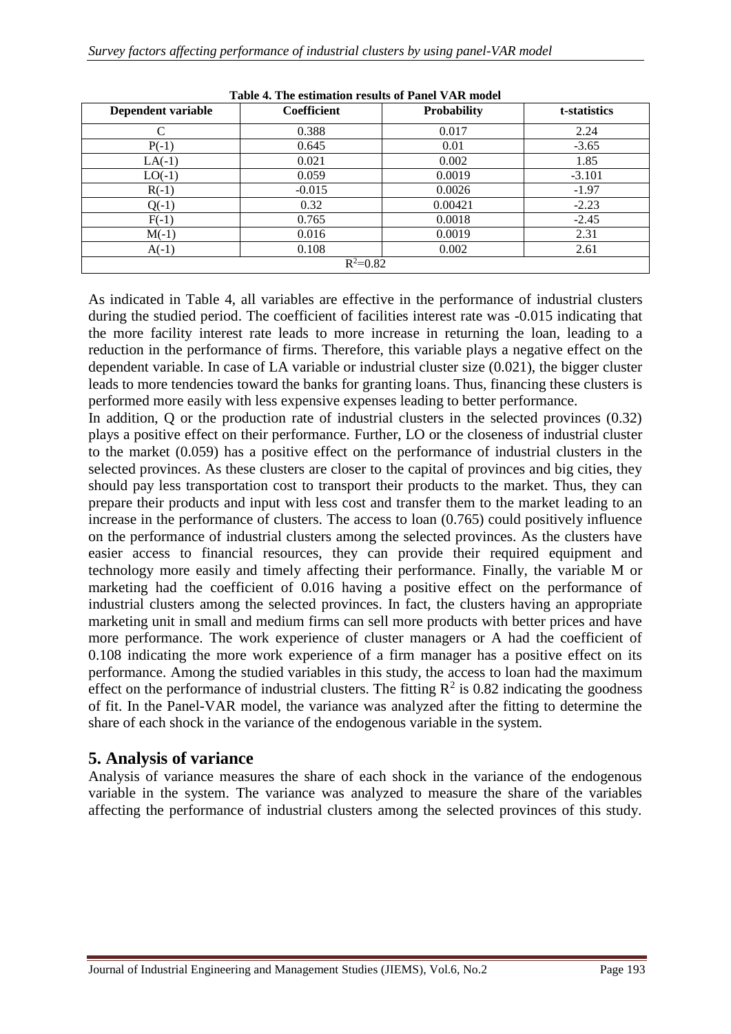**Table 4. The estimation results of Panel VAR model**

| Dependent variable | Coefficient | Probability | t-statistics |
|---|---|---|---|
| C | 0.388 | 0.017 | 2.24 |
| P(-1) | 0.645 | 0.01 | -3.65 |
| LA(-1) | 0.021 | 0.002 | 1.85 |
| LO(-1) | 0.059 | 0.0019 | -3.101 |
| R(-1) | -0.015 | 0.0026 | -1.97 |
| Q(-1) | 0.32 | 0.00421 | -2.23 |
| F(-1) | 0.765 | 0.0018 | -2.45 |
| M(-1) | 0.016 | 0.0019 | 2.31 |
| A(-1) | 0.108 | 0.002 | 2.61 |
| $R^2$=0.82 | | | |

As indicated in Table 4, all variables are effective in the performance of industrial clusters during the studied period. The coefficient of facilities interest rate was -0.015 indicating that the more facility interest rate leads to more increase in returning the loan, leading to a reduction in the performance of firms. Therefore, this variable plays a negative effect on the dependent variable. In case of LA variable or industrial cluster size (0.021), the bigger cluster leads to more tendencies toward the banks for granting loans. Thus, financing these clusters is performed more easily with less expensive expenses leading to better performance.

In addition, Q or the production rate of industrial clusters in the selected provinces (0.32) plays a positive effect on their performance. Further, LO or the closeness of industrial cluster to the market (0.059) has a positive effect on the performance of industrial clusters in the selected provinces. As these clusters are closer to the capital of provinces and big cities, they should pay less transportation cost to transport their products to the market. Thus, they can prepare their products and input with less cost and transfer them to the market leading to an increase in the performance of clusters. The access to loan (0.765) could positively influence on the performance of industrial clusters among the selected provinces. As the clusters have easier access to financial resources, they can provide their required equipment and technology more easily and timely affecting their performance. Finally, the variable M or marketing had the coefficient of 0.016 having a positive effect on the performance of industrial clusters among the selected provinces. In fact, the clusters having an appropriate marketing unit in small and medium firms can sell more products with better prices and have more performance. The work experience of cluster managers or A had the coefficient of 0.108 indicating the more work experience of a firm manager has a positive effect on its performance. Among the studied variables in this study, the access to loan had the maximum effect on the performance of industrial clusters. The fitting $R^2$ is 0.82 indicating the goodness of fit. In the Panel-VAR model, the variance was analyzed after the fitting to determine the share of each shock in the variance of the endogenous variable in the system.

## 5. Analysis of variance

Analysis of variance measures the share of each shock in the variance of the endogenous variable in the system. The variance was analyzed to measure the share of the variables affecting the performance of industrial clusters among the selected provinces of this study.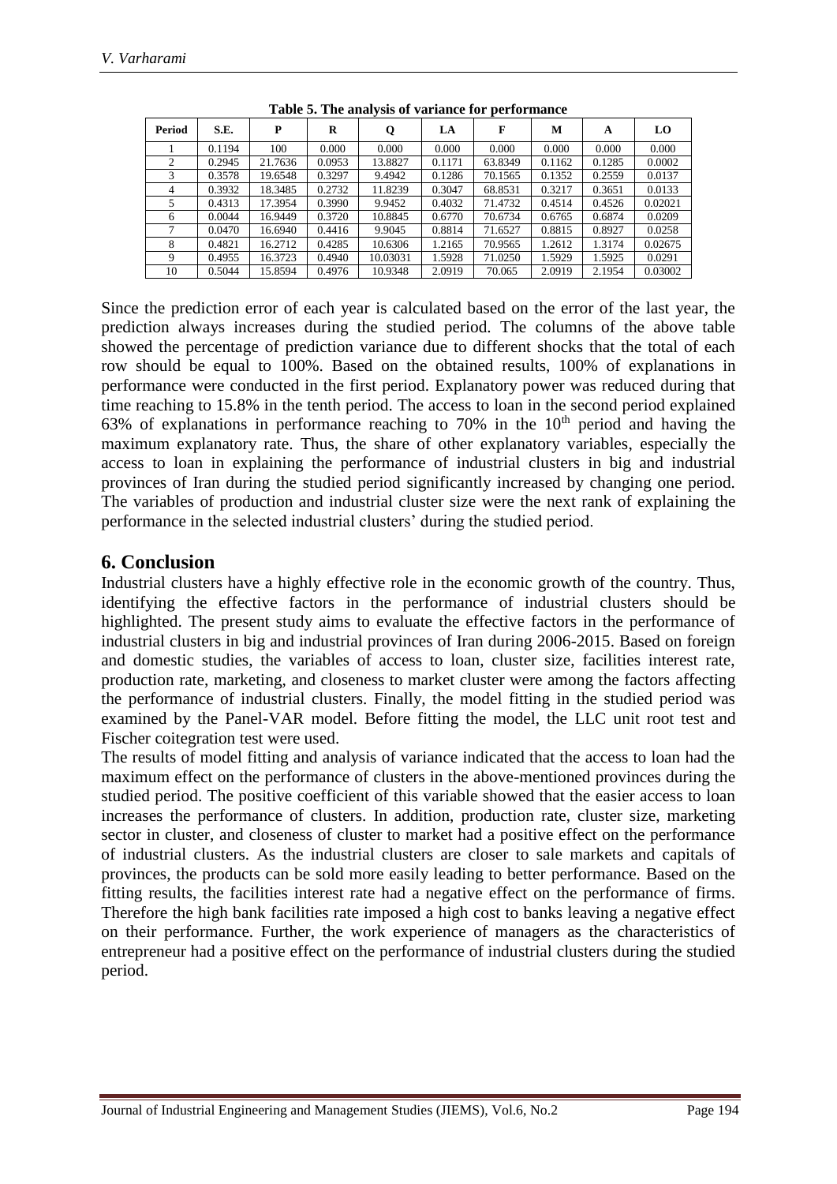**Table 5. The analysis of variance for performance**

| Period | S.E. | P | R | Q | LA | F | M | A | LO |
|---|---|---|---|---|---|---|---|---|---|
| 1 | 0.1194 | 100 | 0.000 | 0.000 | 0.000 | 0.000 | 0.000 | 0.000 | 0.000 |
| 2 | 0.2945 | 21.7636 | 0.0953 | 13.8827 | 0.1171 | 63.8349 | 0.1162 | 0.1285 | 0.0002 |
| 3 | 0.3578 | 19.6548 | 0.3297 | 9.4942 | 0.1286 | 70.1565 | 0.1352 | 0.2559 | 0.0137 |
| 4 | 0.3932 | 18.3485 | 0.2732 | 11.8239 | 0.3047 | 68.8531 | 0.3217 | 0.3651 | 0.0133 |
| 5 | 0.4313 | 17.3954 | 0.3990 | 9.9452 | 0.4032 | 71.4732 | 0.4514 | 0.4526 | 0.02021 |
| 6 | 0.0044 | 16.9449 | 0.3720 | 10.8845 | 0.6770 | 70.6734 | 0.6765 | 0.6874 | 0.0209 |
| 7 | 0.0470 | 16.6940 | 0.4416 | 9.9045 | 0.8814 | 71.6527 | 0.8815 | 0.8927 | 0.0258 |
| 8 | 0.4821 | 16.2712 | 0.4285 | 10.6306 | 1.2165 | 70.9565 | 1.2612 | 1.3174 | 0.02675 |
| 9 | 0.4955 | 16.3723 | 0.4940 | 10.03031 | 1.5928 | 71.0250 | 1.5929 | 1.5925 | 0.0291 |
| 10 | 0.5044 | 15.8594 | 0.4976 | 10.9348 | 2.0919 | 70.065 | 2.0919 | 2.1954 | 0.03002 |

Since the prediction error of each year is calculated based on the error of the last year, the prediction always increases during the studied period. The columns of the above table showed the percentage of prediction variance due to different shocks that the total of each row should be equal to 100%. Based on the obtained results, 100% of explanations in performance were conducted in the first period. Explanatory power was reduced during that time reaching to 15.8% in the tenth period. The access to loan in the second period explained 63% of explanations in performance reaching to 70% in the 10th period and having the maximum explanatory rate. Thus, the share of other explanatory variables, especially the access to loan in explaining the performance of industrial clusters in big and industrial provinces of Iran during the studied period significantly increased by changing one period. The variables of production and industrial cluster size were the next rank of explaining the performance in the selected industrial clusters' during the studied period.

## 6. Conclusion

Industrial clusters have a highly effective role in the economic growth of the country. Thus, identifying the effective factors in the performance of industrial clusters should be highlighted. The present study aims to evaluate the effective factors in the performance of industrial clusters in big and industrial provinces of Iran during 2006-2015. Based on foreign and domestic studies, the variables of access to loan, cluster size, facilities interest rate, production rate, marketing, and closeness to market cluster were among the factors affecting the performance of industrial clusters. Finally, the model fitting in the studied period was examined by the Panel-VAR model. Before fitting the model, the LLC unit root test and Fischer coitegration test were used.

The results of model fitting and analysis of variance indicated that the access to loan had the maximum effect on the performance of clusters in the above-mentioned provinces during the studied period. The positive coefficient of this variable showed that the easier access to loan increases the performance of clusters. In addition, production rate, cluster size, marketing sector in cluster, and closeness of cluster to market had a positive effect on the performance of industrial clusters. As the industrial clusters are closer to sale markets and capitals of provinces, the products can be sold more easily leading to better performance. Based on the fitting results, the facilities interest rate had a negative effect on the performance of firms. Therefore the high bank facilities rate imposed a high cost to banks leaving a negative effect on their performance. Further, the work experience of managers as the characteristics of entrepreneur had a positive effect on the performance of industrial clusters during the studied period.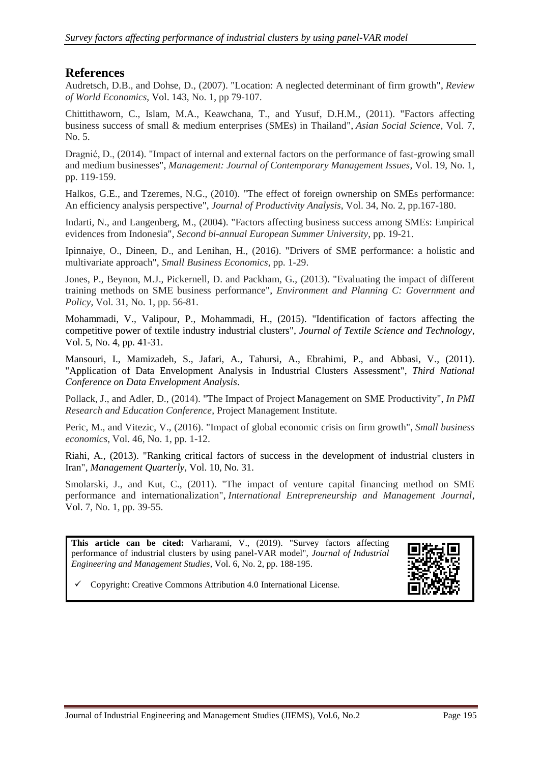## References

Audretsch, D.B., and Dohse, D., (2007). "Location: A neglected determinant of firm growth", *Review of World Economics*, Vol. 143, No. 1, pp 79-107.

Chittithaworn, C., Islam, M.A., Keawchana, T., and Yusuf, D.H.M., (2011). "Factors affecting business success of small & medium enterprises (SMEs) in Thailand", *Asian Social Science*, Vol. 7, No. 5.

Dragnić, D., (2014). "Impact of internal and external factors on the performance of fast-growing small and medium businesses", *Management: Journal of Contemporary Management Issues*, Vol. 19, No. 1, pp. 119-159.

Halkos, G.E., and Tzeremes, N.G., (2010). "The effect of foreign ownership on SMEs performance: An efficiency analysis perspective", *Journal of Productivity Analysis*, Vol. 34, No. 2, pp.167-180.

Indarti, N., and Langenberg, M., (2004). "Factors affecting business success among SMEs: Empirical evidences from Indonesia", *Second bi-annual European Summer University*, pp. 19-21.

Ipinnaiye, O., Dineen, D., and Lenihan, H., (2016). "Drivers of SME performance: a holistic and multivariate approach", *Small Business Economics*, pp. 1-29.

Jones, P., Beynon, M.J., Pickernell, D. and Packham, G., (2013). "Evaluating the impact of different training methods on SME business performance", *Environment and Planning C: Government and Policy*, Vol. 31, No. 1, pp. 56-81.

Mohammadi, V., Valipour, P., Mohammadi, H., (2015). "Identification of factors affecting the competitive power of textile industry industrial clusters", *Journal of Textile Science and Technology*, Vol. 5, No. 4, pp. 41-31.

Mansouri, I., Mamizadeh, S., Jafari, A., Tahursi, A., Ebrahimi, P., and Abbasi, V., (2011). "Application of Data Envelopment Analysis in Industrial Clusters Assessment", *Third National Conference on Data Envelopment Analysis*.

Pollack, J., and Adler, D., (2014). "The Impact of Project Management on SME Productivity", *In PMI Research and Education Conference*, Project Management Institute.

Peric, M., and Vitezic, V., (2016). "Impact of global economic crisis on firm growth", *Small business economics*, Vol. 46, No. 1, pp. 1-12.

Riahi, A., (2013). "Ranking critical factors of success in the development of industrial clusters in Iran", *Management Quarterly*, Vol. 10, No. 31.

Smolarski, J., and Kut, C., (2011). "The impact of venture capital financing method on SME performance and internationalization", *International Entrepreneurship and Management Journal*, Vol. 7, No. 1, pp. 39-55.

**This article can be cited:** Varharami, V., (2019). "Survey factors affecting performance of industrial clusters by using panel-VAR model", *Journal of Industrial Engineering and Management Studies*, Vol. 6, No. 2, pp. 188-195.

✓ Copyright: Creative Commons Attribution 4.0 International License.